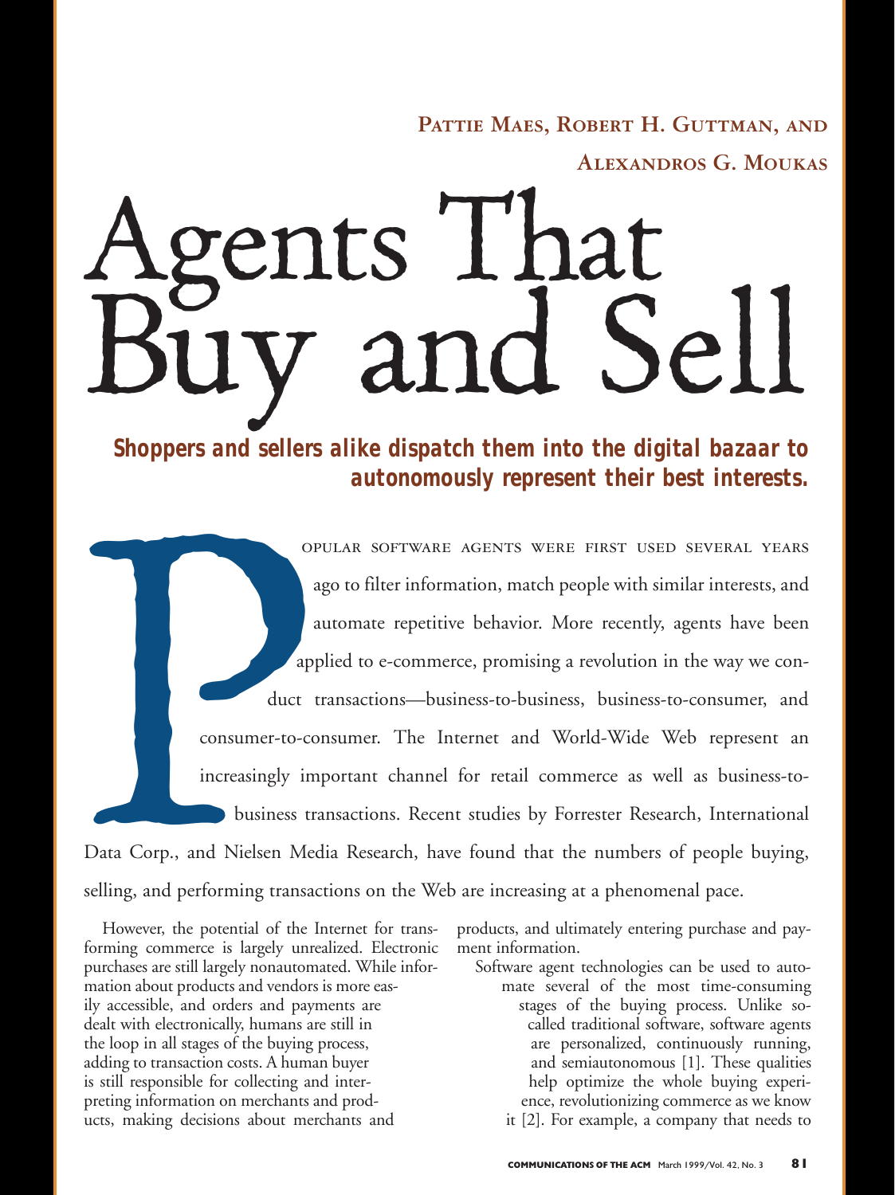**Pattie Maes, Robert H. Guttman, and Alexandros G. Moukas**

# Agents That Buy and Sell

***Shoppers and sellers alike dispatch them into the digital bazaar to autonomously represent their best interests.***

Popular software agents were first used several years ago to filter information, match people with similar interests, and automate repetitive behavior. More recently, agents have been applied to e-commerce, promising a revolution in the way we conduct transactions—business-to-business, business-to-consumer, and consumer-to-consumer. The Internet and World-Wide Web represent an increasingly important channel for retail commerce as well as business-to-business transactions. Recent studies by Forrester Research, International Data Corp., and Nielsen Media Research, have found that the numbers of people buying, selling, and performing transactions on the Web are increasing at a phenomenal pace.

However, the potential of the Internet for transforming commerce is largely unrealized. Electronic purchases are still largely nonautomated. While information about products and vendors is more easily accessible, and orders and payments are dealt with electronically, humans are still in the loop in all stages of the buying process, adding to transaction costs. A human buyer is still responsible for collecting and interpreting information on merchants and products, making decisions about merchants and products, and ultimately entering purchase and payment information.

Software agent technologies can be used to automate several of the most time-consuming stages of the buying process. Unlike so-called traditional software, software agents are personalized, continuously running, and semiautonomous [1]. These qualities help optimize the whole buying experience, revolutionizing commerce as we know it [2]. For example, a company that needs to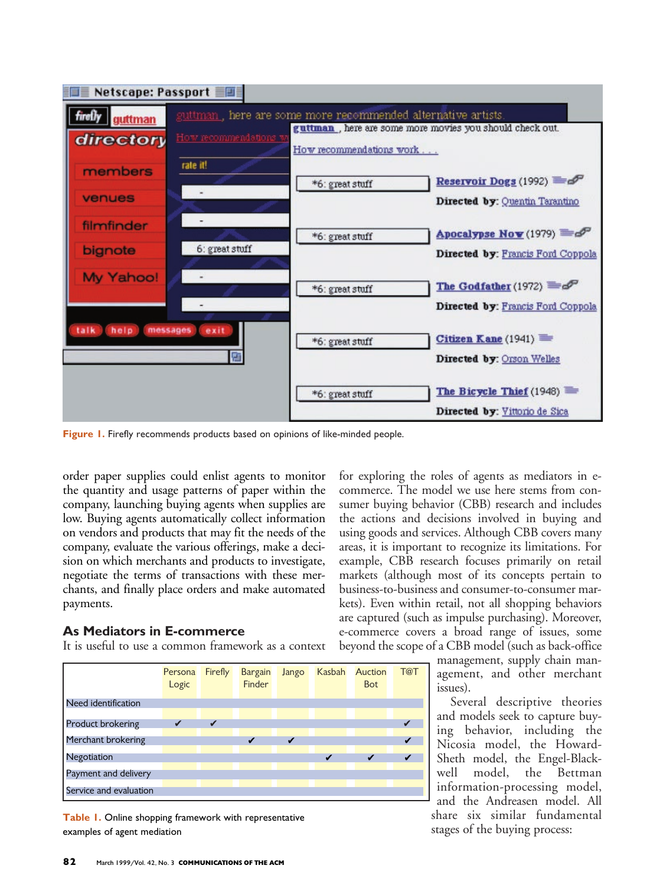Figure 1. Firefly recommends products based on opinions of like-minded people.

order paper supplies could enlist agents to monitor the quantity and usage patterns of paper within the company, launching buying agents when supplies are low. Buying agents automatically collect information on vendors and products that may fit the needs of the company, evaluate the various offerings, make a decision on which merchants and products to investigate, negotiate the terms of transactions with these merchants, and finally place orders and make automated payments.

## As Mediators in E-commerce

It is useful to use a common framework as a context for exploring the roles of agents as mediators in e-commerce. The model we use here stems from consumer buying behavior (CBB) research and includes the actions and decisions involved in buying and using goods and services. Although CBB covers many areas, it is important to recognize its limitations. For example, CBB research focuses primarily on retail markets (although most of its concepts pertain to business-to-business and consumer-to-consumer markets). Even within retail, not all shopping behaviors are captured (such as impulse purchasing). Moreover, e-commerce covers a broad range of issues, some beyond the scope of a CBB model (such as back-office management, supply chain management, and other merchant issues).

|  | Persona Logic | Firefly | Bargain Finder | Jango | Kasbah | Auction Bot | T@T |
|---|---|---|---|---|---|---|---|
| Need identification |  |  |  |  |  |  |  |
| Product brokering | ✔ | ✔ |  |  |  |  | ✔ |
| Merchant brokering |  |  | ✔ | ✔ |  |  | ✔ |
| Negotiation |  |  |  |  | ✔ | ✔ | ✔ |
| Payment and delivery |  |  |  |  |  |  |  |
| Service and evaluation |  |  |  |  |  |  |  |

Table 1. Online shopping framework with representative examples of agent mediation

Several descriptive theories and models seek to capture buying behavior, including the Nicosia model, the Howard-Sheth model, the Engel-Blackwell model, the Bettman information-processing model, and the Andreasen model. All share six similar fundamental stages of the buying process: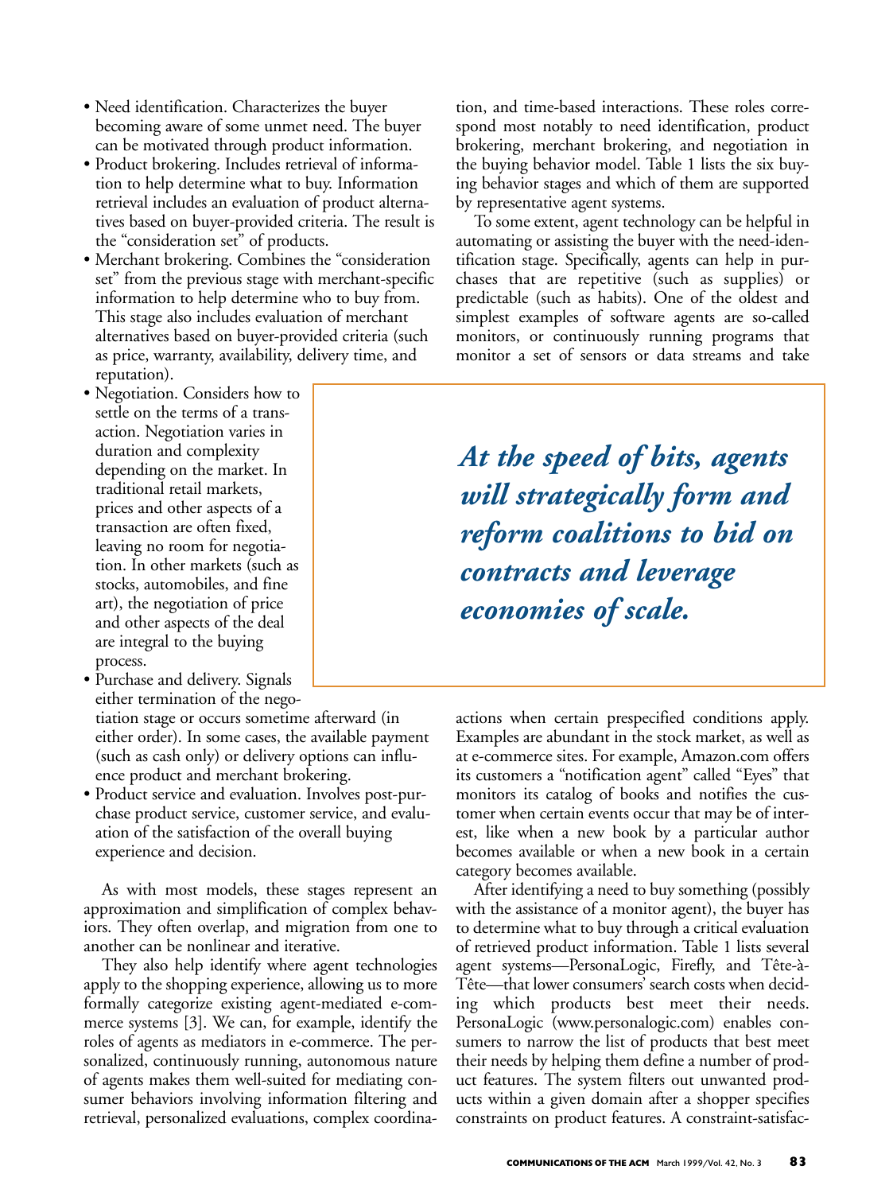- Need identification. Characterizes the buyer becoming aware of some unmet need. The buyer can be motivated through product information.
- Product brokering. Includes retrieval of information to help determine what to buy. Information retrieval includes an evaluation of product alternatives based on buyer-provided criteria. The result is the "consideration set" of products.
- Merchant brokering. Combines the "consideration set" from the previous stage with merchant-specific information to help determine who to buy from. This stage also includes evaluation of merchant alternatives based on buyer-provided criteria (such as price, warranty, availability, delivery time, and reputation).
- Negotiation. Considers how to settle on the terms of a transaction. Negotiation varies in duration and complexity depending on the market. In traditional retail markets, prices and other aspects of a transaction are often fixed, leaving no room for negotiation. In other markets (such as stocks, automobiles, and fine art), the negotiation of price and other aspects of the deal are integral to the buying process.
- Purchase and delivery. Signals either termination of the negotiation stage or occurs sometime afterward (in either order). In some cases, the available payment (such as cash only) or delivery options can influence product and merchant brokering.
- Product service and evaluation. Involves post-purchase product service, customer service, and evaluation of the satisfaction of the overall buying experience and decision.

As with most models, these stages represent an approximation and simplification of complex behaviors. They often overlap, and migration from one to another can be nonlinear and iterative.

They also help identify where agent technologies apply to the shopping experience, allowing us to more formally categorize existing agent-mediated e-commerce systems [3]. We can, for example, identify the roles of agents as mediators in e-commerce. The personalized, continuously running, autonomous nature of agents makes them well-suited for mediating consumer behaviors involving information filtering and retrieval, personalized evaluations, complex coordination, and time-based interactions. These roles correspond most notably to need identification, product brokering, merchant brokering, and negotiation in the buying behavior model. Table 1 lists the six buying behavior stages and which of them are supported by representative agent systems.

To some extent, agent technology can be helpful in automating or assisting the buyer with the need-identification stage. Specifically, agents can help in purchases that are repetitive (such as supplies) or predictable (such as habits). One of the oldest and simplest examples of software agents are so-called monitors, or continuously running programs that monitor a set of sensors or data streams and take actions when certain prespecified conditions apply. Examples are abundant in the stock market, as well as at e-commerce sites. For example, Amazon.com offers its customers a "notification agent" called "Eyes" that monitors its catalog of books and notifies the customer when certain events occur that may be of interest, like when a new book by a particular author becomes available or when a new book in a certain category becomes available.

> ***At the speed of bits, agents will strategically form and reform coalitions to bid on contracts and leverage economies of scale.***

After identifying a need to buy something (possibly with the assistance of a monitor agent), the buyer has to determine what to buy through a critical evaluation of retrieved product information. Table 1 lists several agent systems—PersonaLogic, Firefly, and Tête-à-Tête—that lower consumers' search costs when deciding which products best meet their needs. PersonaLogic (www.personalogic.com) enables consumers to narrow the list of products that best meet their needs by helping them define a number of product features. The system filters out unwanted products within a given domain after a shopper specifies constraints on product features. A constraint-satisfac-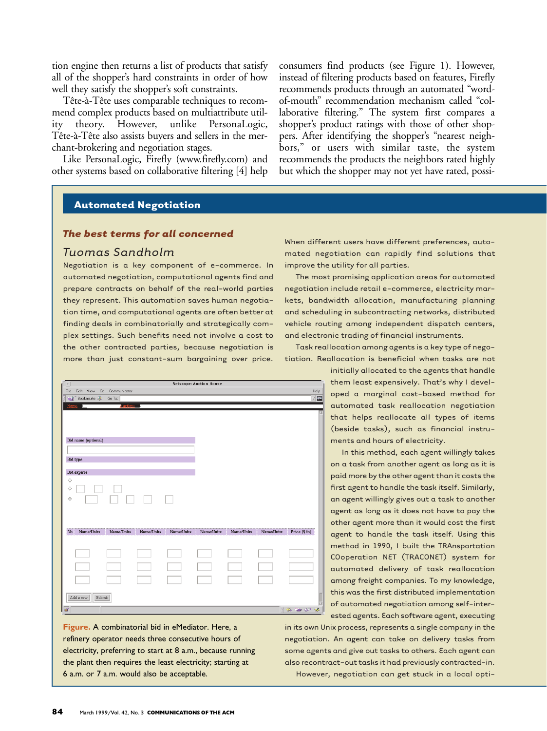tion engine then returns a list of products that satisfy all of the shopper's hard constraints in order of how well they satisfy the shopper's soft constraints.

Tête-à-Tête uses comparable techniques to recommend complex products based on multiattribute utility theory. However, unlike PersonaLogic, Tête-à-Tête also assists buyers and sellers in the merchant-brokering and negotiation stages.

Like PersonaLogic, Firefly (www.firefly.com) and other systems based on collaborative filtering [4] help consumers find products (see Figure 1). However, instead of filtering products based on features, Firefly recommends products through an automated "word-of-mouth" recommendation mechanism called "collaborative filtering." The system first compares a shopper's product ratings with those of other shoppers. After identifying the shopper's "nearest neighbors," or users with similar taste, the system recommends the products the neighbors rated highly but which the shopper may not yet have rated, possi-

## Automated Negotiation

### *The best terms for all concerned*

*Tuomas Sandholm*

Negotiation is a key component of e-commerce. In automated negotiation, computational agents find and prepare contracts on behalf of the real-world parties they represent. This automation saves human negotiation time, and computational agents are often better at finding deals in combinatorially and strategically complex settings. Such benefits need not involve a cost to the other contracted parties, because negotiation is more than just constant-sum bargaining over price. When different users have different preferences, automated negotiation can rapidly find solutions that improve the utility for all parties.

The most promising application areas for automated negotiation include retail e-commerce, electricity markets, bandwidth allocation, manufacturing planning and scheduling in subcontracting networks, distributed vehicle routing among independent dispatch centers, and electronic trading of financial instruments.

Task reallocation among agents is a key type of negotiation. Reallocation is beneficial when tasks are not initially allocated to the agents that handle them least expensively. That's why I developed a marginal cost-based method for automated task reallocation negotiation that helps reallocate all types of items (beside tasks), such as financial instruments and hours of electricity.

In this method, each agent willingly takes on a task from another agent as long as it is paid more by the other agent than it costs the first agent to handle the task itself. Similarly, an agent willingly gives out a task to another agent as long as it does not have to pay the other agent more than it would cost the first agent to handle the task itself. Using this method in 1990, I built the TRAnsportation COoperation NET (TRACONET) system for automated delivery of task reallocation among freight companies. To my knowledge, this was the first distributed implementation of automated negotiation among self-interested agents. Each software agent, executing in its own Unix process, represents a single company in the negotiation. An agent can take on delivery tasks from some agents and give out tasks to others. Each agent can also recontract-out tasks it had previously contracted-in.

However, negotiation can get stuck in a local opti-

**Figure.** A combinatorial bid in eMediator. Here, a refinery operator needs three consecutive hours of electricity, preferring to start at 8 a.m., because running the plant then requires the least electricity; starting at 6 a.m. or 7 a.m. would also be acceptable.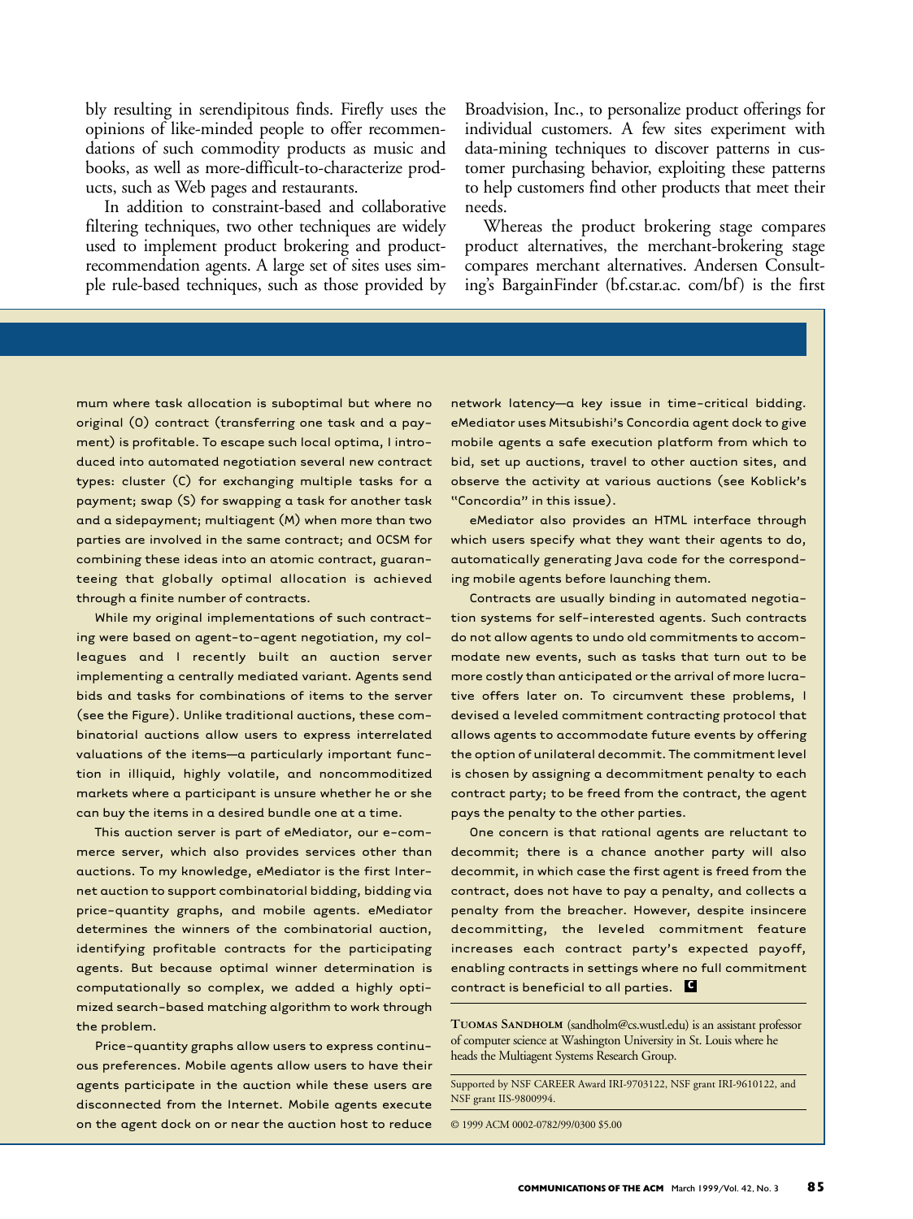bly resulting in serendipitous finds. Firefly uses the opinions of like-minded people to offer recommendations of such commodity products as music and books, as well as more-difficult-to-characterize products, such as Web pages and restaurants.

In addition to constraint-based and collaborative filtering techniques, two other techniques are widely used to implement product brokering and product-recommendation agents. A large set of sites uses simple rule-based techniques, such as those provided by Broadvision, Inc., to personalize product offerings for individual customers. A few sites experiment with data-mining techniques to discover patterns in customer purchasing behavior, exploiting these patterns to help customers find other products that meet their needs.

Whereas the product brokering stage compares product alternatives, the merchant-brokering stage compares merchant alternatives. Andersen Consulting's BargainFinder (bf.cstar.ac. com/bf) is the first

---

mum where task allocation is suboptimal but where no original (O) contract (transferring one task and a payment) is profitable. To escape such local optima, I introduced into automated negotiation several new contract types: cluster (C) for exchanging multiple tasks for a payment; swap (S) for swapping a task for another task and a sidepayment; multiagent (M) when more than two parties are involved in the same contract; and OCSM for combining these ideas into an atomic contract, guaranteeing that globally optimal allocation is achieved through a finite number of contracts.

While my original implementations of such contracting were based on agent-to-agent negotiation, my colleagues and I recently built an auction server implementing a centrally mediated variant. Agents send bids and tasks for combinations of items to the server (see the Figure). Unlike traditional auctions, these combinatorial auctions allow users to express interrelated valuations of the items—a particularly important function in illiquid, highly volatile, and noncommoditized markets where a participant is unsure whether he or she can buy the items in a desired bundle one at a time.

This auction server is part of eMediator, our e-commerce server, which also provides services other than auctions. To my knowledge, eMediator is the first Internet auction to support combinatorial bidding, bidding via price-quantity graphs, and mobile agents. eMediator determines the winners of the combinatorial auction, identifying profitable contracts for the participating agents. But because optimal winner determination is computationally so complex, we added a highly optimized search-based matching algorithm to work through the problem.

Price-quantity graphs allow users to express continuous preferences. Mobile agents allow users to have their agents participate in the auction while these users are disconnected from the Internet. Mobile agents execute on the agent dock on or near the auction host to reduce network latency—a key issue in time-critical bidding. eMediator uses Mitsubishi's Concordia agent dock to give mobile agents a safe execution platform from which to bid, set up auctions, travel to other auction sites, and observe the activity at various auctions (see Koblick's "Concordia" in this issue).

eMediator also provides an HTML interface through which users specify what they want their agents to do, automatically generating Java code for the corresponding mobile agents before launching them.

Contracts are usually binding in automated negotiation systems for self-interested agents. Such contracts do not allow agents to undo old commitments to accommodate new events, such as tasks that turn out to be more costly than anticipated or the arrival of more lucrative offers later on. To circumvent these problems, I devised a leveled commitment contracting protocol that allows agents to accommodate future events by offering the option of unilateral decommit. The commitment level is chosen by assigning a decommitment penalty to each contract party; to be freed from the contract, the agent pays the penalty to the other parties.

One concern is that rational agents are reluctant to decommit; there is a chance another party will also decommit, in which case the first agent is freed from the contract, does not have to pay a penalty, and collects a penalty from the breacher. However, despite insincere decommitting, the leveled commitment feature increases each contract party's expected payoff, enabling contracts in settings where no full commitment contract is beneficial to all parties. **C**

**Tuomas Sandholm** (sandholm@cs.wustl.edu) is an assistant professor of computer science at Washington University in St. Louis where he heads the Multiagent Systems Research Group.

Supported by NSF CAREER Award IRI-9703122, NSF grant IRI-9610122, and NSF grant IIS-9800994.

© 1999 ACM 0002-0782/99/0300 $5.00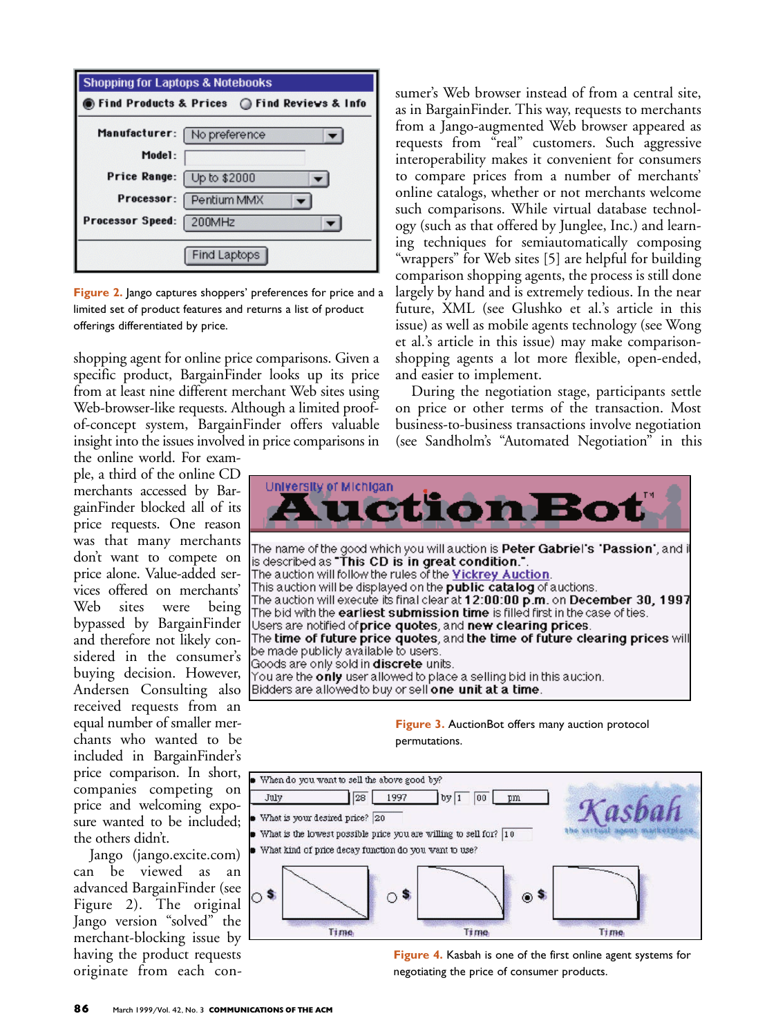**Figure 2.** Jango captures shoppers' preferences for price and a limited set of product features and returns a list of product offerings differentiated by price.

shopping agent for online price comparisons. Given a specific product, BargainFinder looks up its price from at least nine different merchant Web sites using Web-browser-like requests. Although a limited proof-of-concept system, BargainFinder offers valuable insight into the issues involved in price comparisons in the online world. For example, a third of the online CD merchants accessed by BargainFinder blocked all of its price requests. One reason was that many merchants don't want to compete on price alone. Value-added services offered on merchants' Web sites were being bypassed by BargainFinder and therefore not likely considered in the consumer's buying decision. However, Andersen Consulting also received requests from an equal number of smaller merchants who wanted to be included in BargainFinder's price comparison. In short, companies competing on price and welcoming exposure wanted to be included; the others didn't.

Jango (jango.excite.com) can be viewed as an advanced BargainFinder (see Figure 2). The original Jango version "solved" the merchant-blocking issue by having the product requests originate from each consumer's Web browser instead of from a central site, as in BargainFinder. This way, requests to merchants from a Jango-augmented Web browser appeared as requests from "real" customers. Such aggressive interoperability makes it convenient for consumers to compare prices from a number of merchants' online catalogs, whether or not merchants welcome such comparisons. While virtual database technology (such as that offered by Junglee, Inc.) and learning techniques for semiautomatically composing "wrappers" for Web sites [5] are helpful for building comparison shopping agents, the process is still done largely by hand and is extremely tedious. In the near future, XML (see Glushko et al.'s article in this issue) as well as mobile agents technology (see Wong et al.'s article in this issue) may make comparison-shopping agents a lot more flexible, open-ended, and easier to implement.

During the negotiation stage, participants settle on price or other terms of the transaction. Most business-to-business transactions involve negotiation (see Sandholm's "Automated Negotiation" in this

**Figure 3.** AuctionBot offers many auction protocol permutations.

**Figure 4.** Kasbah is one of the first online agent systems for negotiating the price of consumer products.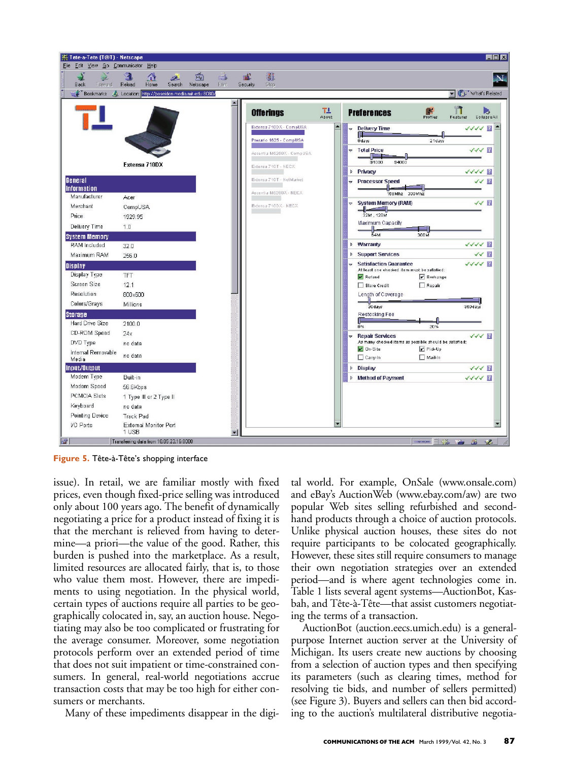Figure 5. Tête-à-Tête's shopping interface

issue). In retail, we are familiar mostly with fixed prices, even though fixed-price selling was introduced only about 100 years ago. The benefit of dynamically negotiating a price for a product instead of fixing it is that the merchant is relieved from having to determine—a priori—the value of the good. Rather, this burden is pushed into the marketplace. As a result, limited resources are allocated fairly, that is, to those who value them most. However, there are impediments to using negotiation. In the physical world, certain types of auctions require all parties to be geographically colocated in, say, an auction house. Negotiating may also be too complicated or frustrating for the average consumer. Moreover, some negotiation protocols perform over an extended period of time that does not suit impatient or time-constrained consumers. In general, real-world negotiations accrue transaction costs that may be too high for either consumers or merchants.

Many of these impediments disappear in the digital world. For example, OnSale (www.onsale.com) and eBay's AuctionWeb (www.ebay.com/aw) are two popular Web sites selling refurbished and second-hand products through a choice of auction protocols. Unlike physical auction houses, these sites do not require participants to be colocated geographically. However, these sites still require consumers to manage their own negotiation strategies over an extended period—and is where agent technologies come in. Table 1 lists several agent systems—AuctionBot, Kasbah, and Tête-à-Tête—that assist customers negotiating the terms of a transaction.

AuctionBot (auction.eecs.umich.edu) is a general-purpose Internet auction server at the University of Michigan. Its users create new auctions by choosing from a selection of auction types and then specifying its parameters (such as clearing times, method for resolving tie bids, and number of sellers permitted) (see Figure 3). Buyers and sellers can then bid according to the auction's multilateral distributive negotia-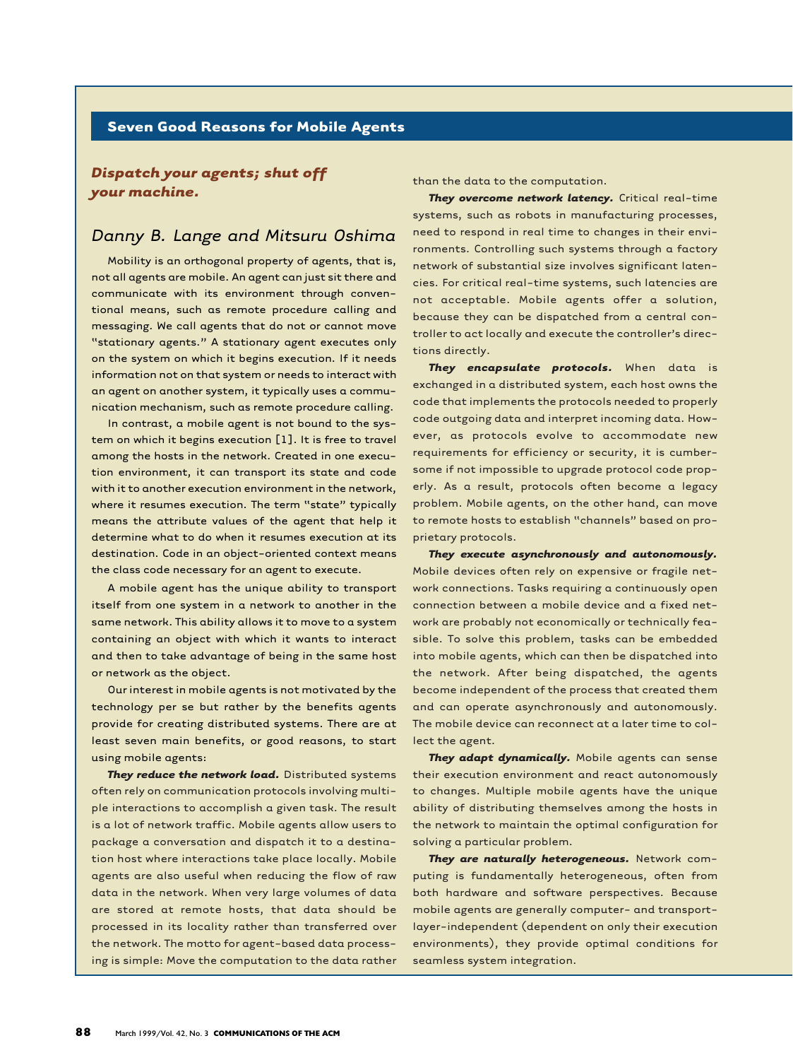## Seven Good Reasons for Mobile Agents

***Dispatch your agents; shut off your machine.***

### *Danny B. Lange and Mitsuru Oshima*

Mobility is an orthogonal property of agents, that is, not all agents are mobile. An agent can just sit there and communicate with its environment through conventional means, such as remote procedure calling and messaging. We call agents that do not or cannot move "stationary agents." A stationary agent executes only on the system on which it begins execution. If it needs information not on that system or needs to interact with an agent on another system, it typically uses a communication mechanism, such as remote procedure calling.

In contrast, a mobile agent is not bound to the system on which it begins execution [1]. It is free to travel among the hosts in the network. Created in one execution environment, it can transport its state and code with it to another execution environment in the network, where it resumes execution. The term "state" typically means the attribute values of the agent that help it determine what to do when it resumes execution at its destination. Code in an object-oriented context means the class code necessary for an agent to execute.

A mobile agent has the unique ability to transport itself from one system in a network to another in the same network. This ability allows it to move to a system containing an object with which it wants to interact and then to take advantage of being in the same host or network as the object.

Our interest in mobile agents is not motivated by the technology per se but rather by the benefits agents provide for creating distributed systems. There are at least seven main benefits, or good reasons, to start using mobile agents:

***They reduce the network load.*** Distributed systems often rely on communication protocols involving multiple interactions to accomplish a given task. The result is a lot of network traffic. Mobile agents allow users to package a conversation and dispatch it to a destination host where interactions take place locally. Mobile agents are also useful when reducing the flow of raw data in the network. When very large volumes of data are stored at remote hosts, that data should be processed in its locality rather than transferred over the network. The motto for agent-based data processing is simple: Move the computation to the data rather than the data to the computation.

***They overcome network latency.*** Critical real-time systems, such as robots in manufacturing processes, need to respond in real time to changes in their environments. Controlling such systems through a factory network of substantial size involves significant latencies. For critical real-time systems, such latencies are not acceptable. Mobile agents offer a solution, because they can be dispatched from a central controller to act locally and execute the controller's directions directly.

***They encapsulate protocols.*** When data is exchanged in a distributed system, each host owns the code that implements the protocols needed to properly code outgoing data and interpret incoming data. However, as protocols evolve to accommodate new requirements for efficiency or security, it is cumbersome if not impossible to upgrade protocol code properly. As a result, protocols often become a legacy problem. Mobile agents, on the other hand, can move to remote hosts to establish "channels" based on proprietary protocols.

***They execute asynchronously and autonomously.*** Mobile devices often rely on expensive or fragile network connections. Tasks requiring a continuously open connection between a mobile device and a fixed network are probably not economically or technically feasible. To solve this problem, tasks can be embedded into mobile agents, which can then be dispatched into the network. After being dispatched, the agents become independent of the process that created them and can operate asynchronously and autonomously. The mobile device can reconnect at a later time to collect the agent.

***They adapt dynamically.*** Mobile agents can sense their execution environment and react autonomously to changes. Multiple mobile agents have the unique ability of distributing themselves among the hosts in the network to maintain the optimal configuration for solving a particular problem.

***They are naturally heterogeneous.*** Network computing is fundamentally heterogeneous, often from both hardware and software perspectives. Because mobile agents are generally computer- and transport-layer-independent (dependent on only their execution environments), they provide optimal conditions for seamless system integration.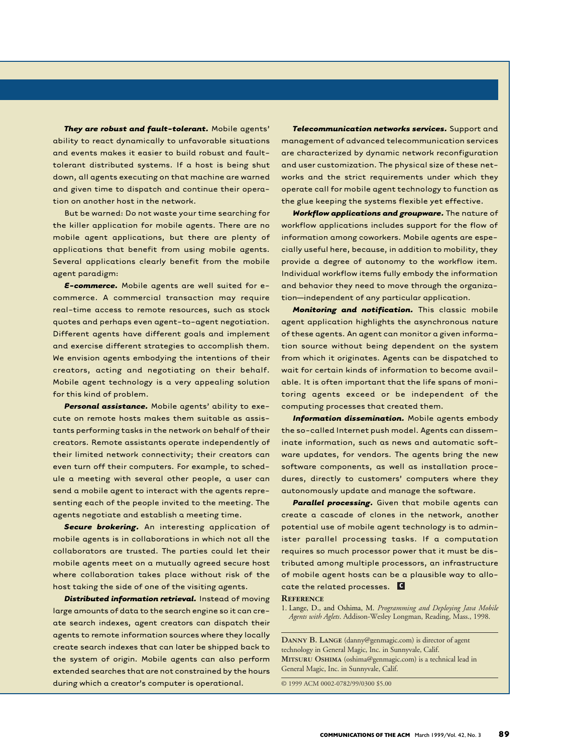***They are robust and fault-tolerant.*** Mobile agents' ability to react dynamically to unfavorable situations and events makes it easier to build robust and fault-tolerant distributed systems. If a host is being shut down, all agents executing on that machine are warned and given time to dispatch and continue their operation on another host in the network.

But be warned: Do not waste your time searching for the killer application for mobile agents. There are no mobile agent applications, but there are plenty of applications that benefit from using mobile agents. Several applications clearly benefit from the mobile agent paradigm:

***E-commerce.*** Mobile agents are well suited for e-commerce. A commercial transaction may require real-time access to remote resources, such as stock quotes and perhaps even agent-to-agent negotiation. Different agents have different goals and implement and exercise different strategies to accomplish them. We envision agents embodying the intentions of their creators, acting and negotiating on their behalf. Mobile agent technology is a very appealing solution for this kind of problem.

***Personal assistance.*** Mobile agents' ability to execute on remote hosts makes them suitable as assistants performing tasks in the network on behalf of their creators. Remote assistants operate independently of their limited network connectivity; their creators can even turn off their computers. For example, to schedule a meeting with several other people, a user can send a mobile agent to interact with the agents representing each of the people invited to the meeting. The agents negotiate and establish a meeting time.

***Secure brokering.*** An interesting application of mobile agents is in collaborations in which not all the collaborators are trusted. The parties could let their mobile agents meet on a mutually agreed secure host where collaboration takes place without risk of the host taking the side of one of the visiting agents.

***Distributed information retrieval.*** Instead of moving large amounts of data to the search engine so it can create search indexes, agent creators can dispatch their agents to remote information sources where they locally create search indexes that can later be shipped back to the system of origin. Mobile agents can also perform extended searches that are not constrained by the hours during which a creator's computer is operational.

***Telecommunication networks services.*** Support and management of advanced telecommunication services are characterized by dynamic network reconfiguration and user customization. The physical size of these networks and the strict requirements under which they operate call for mobile agent technology to function as the glue keeping the systems flexible yet effective.

***Workflow applications and groupware.*** The nature of workflow applications includes support for the flow of information among coworkers. Mobile agents are especially useful here, because, in addition to mobility, they provide a degree of autonomy to the workflow item. Individual workflow items fully embody the information and behavior they need to move through the organization—independent of any particular application.

***Monitoring and notification.*** This classic mobile agent application highlights the asynchronous nature of these agents. An agent can monitor a given information source without being dependent on the system from which it originates. Agents can be dispatched to wait for certain kinds of information to become available. It is often important that the life spans of monitoring agents exceed or be independent of the computing processes that created them.

***Information dissemination.*** Mobile agents embody the so-called Internet push model. Agents can disseminate information, such as news and automatic software updates, for vendors. The agents bring the new software components, as well as installation procedures, directly to customers' computers where they autonomously update and manage the software.

***Parallel processing.*** Given that mobile agents can create a cascade of clones in the network, another potential use of mobile agent technology is to administer parallel processing tasks. If a computation requires so much processor power that it must be distributed among multiple processors, an infrastructure of mobile agent hosts can be a plausible way to allocate the related processes. **C**

**Reference**

1. Lange, D., and Oshima, M. *Programming and Deploying Java Mobile Agents with Aglets*. Addison-Wesley Longman, Reading, Mass., 1998.

**Danny B. Lange** (danny@genmagic.com) is director of agent technology in General Magic, Inc. in Sunnyvale, Calif.
**Mitsuru Oshima** (oshima@genmagic.com) is a technical lead in General Magic, Inc. in Sunnyvale, Calif.

© 1999 ACM 0002-0782/99/0300 $5.00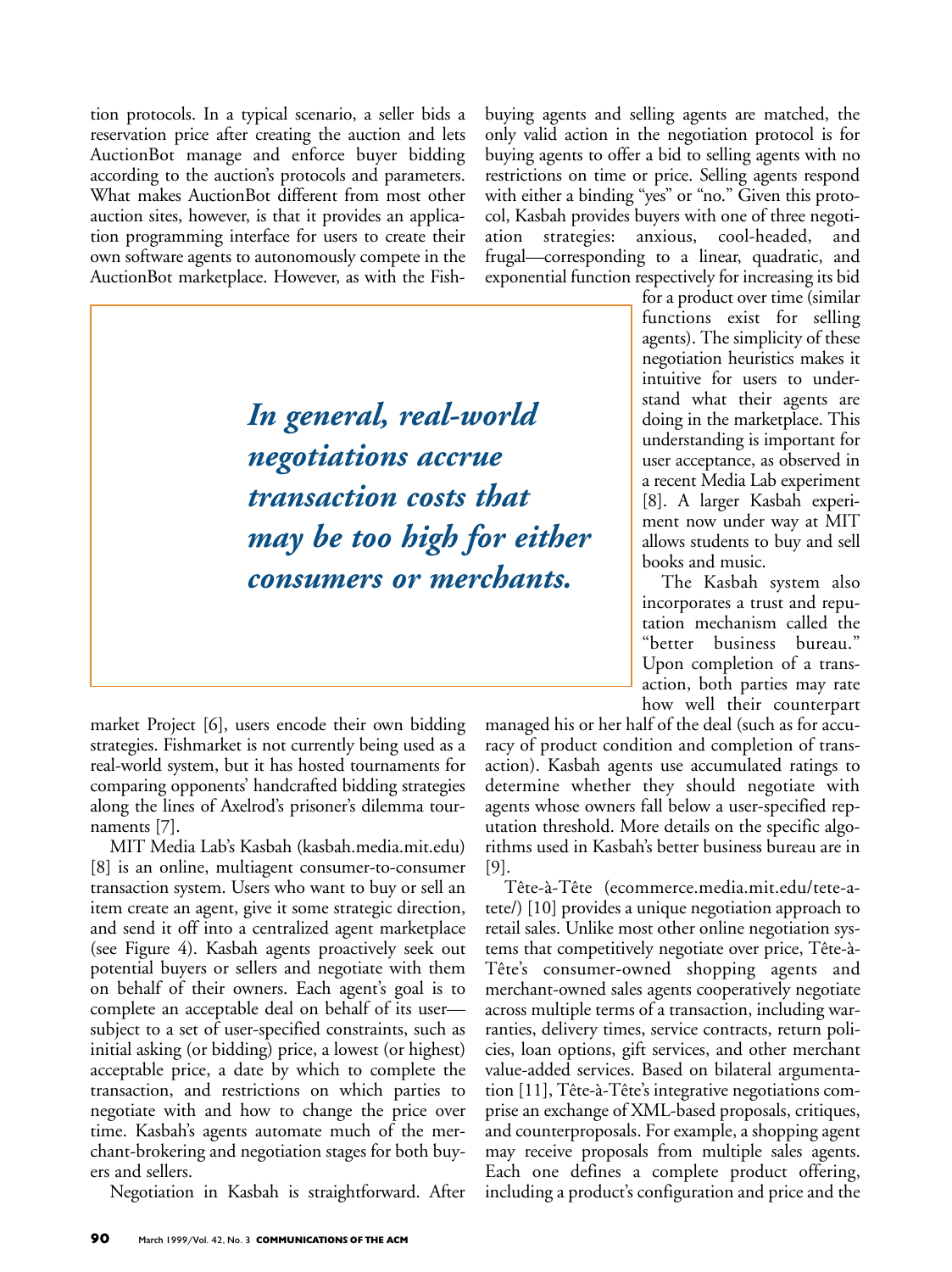tion protocols. In a typical scenario, a seller bids a reservation price after creating the auction and lets AuctionBot manage and enforce buyer bidding according to the auction's protocols and parameters. What makes AuctionBot different from most other auction sites, however, is that it provides an application programming interface for users to create their own software agents to autonomously compete in the AuctionBot marketplace. However, as with the Fishmarket Project [6], users encode their own bidding strategies. Fishmarket is not currently being used as a real-world system, but it has hosted tournaments for comparing opponents' handcrafted bidding strategies along the lines of Axelrod's prisoner's dilemma tournaments [7].

> ***In general, real-world negotiations accrue transaction costs that may be too high for either consumers or merchants.***

MIT Media Lab's Kasbah (kasbah.media.mit.edu) [8] is an online, multiagent consumer-to-consumer transaction system. Users who want to buy or sell an item create an agent, give it some strategic direction, and send it off into a centralized agent marketplace (see Figure 4). Kasbah agents proactively seek out potential buyers or sellers and negotiate with them on behalf of their owners. Each agent's goal is to complete an acceptable deal on behalf of its user—subject to a set of user-specified constraints, such as initial asking (or bidding) price, a lowest (or highest) acceptable price, a date by which to complete the transaction, and restrictions on which parties to negotiate with and how to change the price over time. Kasbah's agents automate much of the merchant-brokering and negotiation stages for both buyers and sellers.

Negotiation in Kasbah is straightforward. After buying agents and selling agents are matched, the only valid action in the negotiation protocol is for buying agents to offer a bid to selling agents with no restrictions on time or price. Selling agents respond with either a binding "yes" or "no." Given this protocol, Kasbah provides buyers with one of three negotiation strategies: anxious, cool-headed, and frugal—corresponding to a linear, quadratic, and exponential function respectively for increasing its bid for a product over time (similar functions exist for selling agents). The simplicity of these negotiation heuristics makes it intuitive for users to understand what their agents are doing in the marketplace. This understanding is important for user acceptance, as observed in a recent Media Lab experiment [8]. A larger Kasbah experiment now under way at MIT allows students to buy and sell books and music.

The Kasbah system also incorporates a trust and reputation mechanism called the "better business bureau." Upon completion of a transaction, both parties may rate how well their counterpart managed his or her half of the deal (such as for accuracy of product condition and completion of transaction). Kasbah agents use accumulated ratings to determine whether they should negotiate with agents whose owners fall below a user-specified reputation threshold. More details on the specific algorithms used in Kasbah's better business bureau are in [9].

Tête-à-Tête (ecommerce.media.mit.edu/tete-a-tete/) [10] provides a unique negotiation approach to retail sales. Unlike most other online negotiation systems that competitively negotiate over price, Tête-à-Tête's consumer-owned shopping agents and merchant-owned sales agents cooperatively negotiate across multiple terms of a transaction, including warranties, delivery times, service contracts, return policies, loan options, gift services, and other merchant value-added services. Based on bilateral argumentation [11], Tête-à-Tête's integrative negotiations comprise an exchange of XML-based proposals, critiques, and counterproposals. For example, a shopping agent may receive proposals from multiple sales agents. Each one defines a complete product offering, including a product's configuration and price and the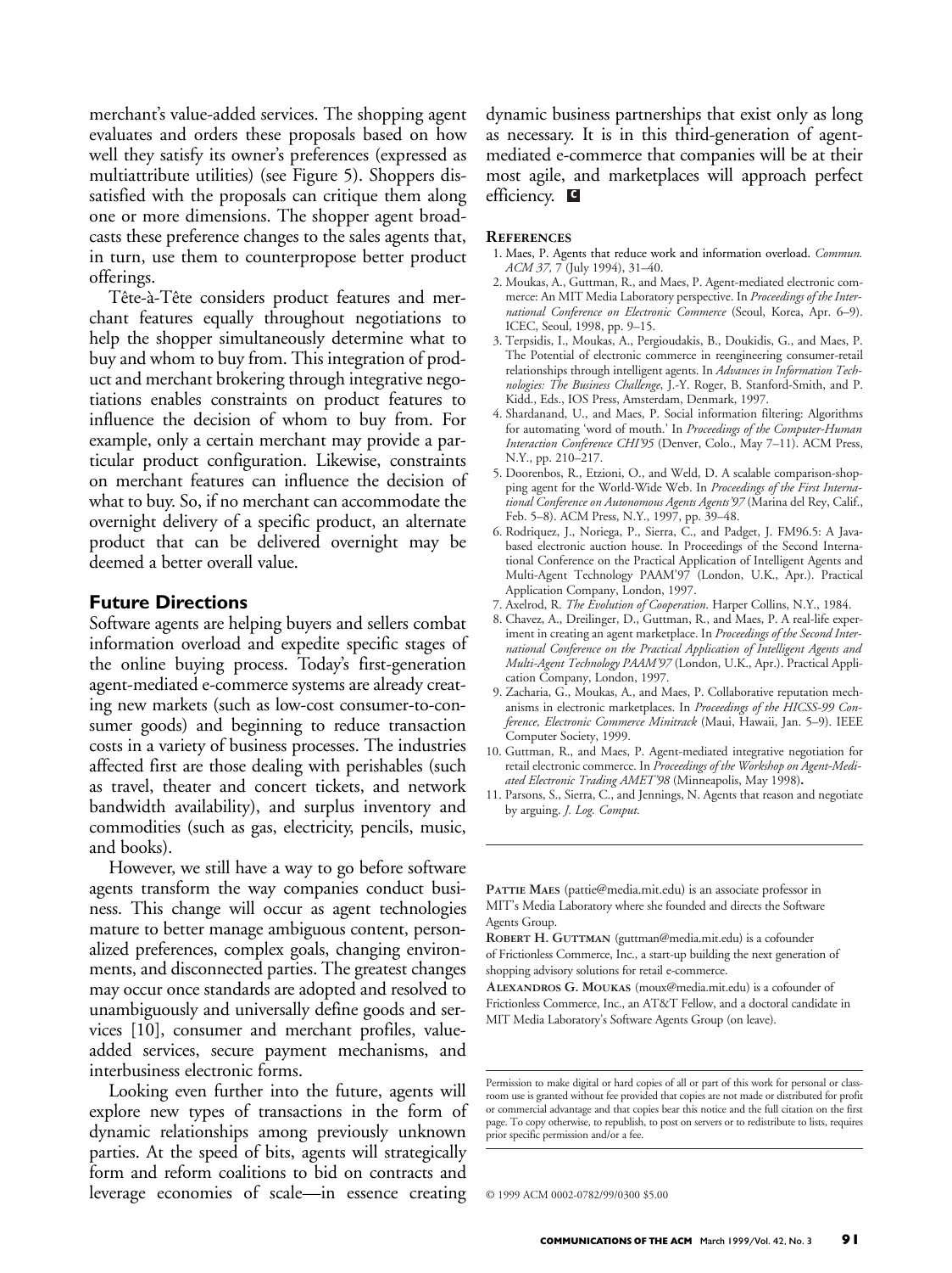merchant's value-added services. The shopping agent evaluates and orders these proposals based on how well they satisfy its owner's preferences (expressed as multiattribute utilities) (see Figure 5). Shoppers dissatisfied with the proposals can critique them along one or more dimensions. The shopper agent broadcasts these preference changes to the sales agents that, in turn, use them to counterpropose better product offerings.

Tête-à-Tête considers product features and merchant features equally throughout negotiations to help the shopper simultaneously determine what to buy and whom to buy from. This integration of product and merchant brokering through integrative negotiations enables constraints on product features to influence the decision of whom to buy from. For example, only a certain merchant may provide a particular product configuration. Likewise, constraints on merchant features can influence the decision of what to buy. So, if no merchant can accommodate the overnight delivery of a specific product, an alternate product that can be delivered overnight may be deemed a better overall value.

## Future Directions

Software agents are helping buyers and sellers combat information overload and expedite specific stages of the online buying process. Today's first-generation agent-mediated e-commerce systems are already creating new markets (such as low-cost consumer-to-consumer goods) and beginning to reduce transaction costs in a variety of business processes. The industries affected first are those dealing with perishables (such as travel, theater and concert tickets, and network bandwidth availability), and surplus inventory and commodities (such as gas, electricity, pencils, music, and books).

However, we still have a way to go before software agents transform the way companies conduct business. This change will occur as agent technologies mature to better manage ambiguous content, personalized preferences, complex goals, changing environments, and disconnected parties. The greatest changes may occur once standards are adopted and resolved to unambiguously and universally define goods and services [10], consumer and merchant profiles, value-added services, secure payment mechanisms, and interbusiness electronic forms.

Looking even further into the future, agents will explore new types of transactions in the form of dynamic relationships among previously unknown parties. At the speed of bits, agents will strategically form and reform coalitions to bid on contracts and leverage economies of scale—in essence creating dynamic business partnerships that exist only as long as necessary. It is in this third-generation of agent-mediated e-commerce that companies will be at their most agile, and marketplaces will approach perfect efficiency.

### References

1. Maes, P. Agents that reduce work and information overload. *Commun. ACM 37*, 7 (July 1994), 31–40.
2. Moukas, A., Guttman, R., and Maes, P. Agent-mediated electronic commerce: An MIT Media Laboratory perspective. In *Proceedings of the International Conference on Electronic Commerce* (Seoul, Korea, Apr. 6–9). ICEC, Seoul, 1998, pp. 9–15.
3. Terpsidis, I., Moukas, A., Pergioudakis, B., Doukidis, G., and Maes, P. The Potential of electronic commerce in reengineering consumer-retail relationships through intelligent agents. In *Advances in Information Technologies: The Business Challenge*, J.-Y. Roger, B. Stanford-Smith, and P. Kidd., Eds., IOS Press, Amsterdam, Denmark, 1997.
4. Shardanand, U., and Maes, P. Social information filtering: Algorithms for automating 'word of mouth.' In *Proceedings of the Computer-Human Interaction Conference CHI'95* (Denver, Colo., May 7–11). ACM Press, N.Y., pp. 210–217.
5. Doorenbos, R., Etzioni, O., and Weld, D. A scalable comparison-shopping agent for the World-Wide Web. In *Proceedings of the First International Conference on Autonomous Agents Agents'97* (Marina del Rey, Calif., Feb. 5–8). ACM Press, N.Y., 1997, pp. 39–48.
6. Rodriquez, J., Noriega, P., Sierra, C., and Padget, J. FM96.5: A Java-based electronic auction house. In Proceedings of the Second International Conference on the Practical Application of Intelligent Agents and Multi-Agent Technology PAAM'97 (London, U.K., Apr.). Practical Application Company, London, 1997.
7. Axelrod, R. *The Evolution of Cooperation*. Harper Collins, N.Y., 1984.
8. Chavez, A., Dreilinger, D., Guttman, R., and Maes, P. A real-life experiment in creating an agent marketplace. In *Proceedings of the Second International Conference on the Practical Application of Intelligent Agents and Multi-Agent Technology PAAM'97* (London, U.K., Apr.). Practical Application Company, London, 1997.
9. Zacharia, G., Moukas, A., and Maes, P. Collaborative reputation mechanisms in electronic marketplaces. In *Proceedings of the HICSS-99 Conference, Electronic Commerce Minitrack* (Maui, Hawaii, Jan. 5–9). IEEE Computer Society, 1999.
10. Guttman, R., and Maes, P. Agent-mediated integrative negotiation for retail electronic commerce. In *Proceedings of the Workshop on Agent-Mediated Electronic Trading AMET'98* (Minneapolis, May 1998).
11. Parsons, S., Sierra, C., and Jennings, N. Agents that reason and negotiate by arguing. *J. Log. Comput.*

**Pattie Maes** (pattie@media.mit.edu) is an associate professor in MIT's Media Laboratory where she founded and directs the Software Agents Group.

**Robert H. Guttman** (guttman@media.mit.edu) is a cofounder of Frictionless Commerce, Inc., a start-up building the next generation of shopping advisory solutions for retail e-commerce.

**Alexandros G. Moukas** (moux@media.mit.edu) is a cofounder of Frictionless Commerce, Inc., an AT&T Fellow, and a doctoral candidate in MIT Media Laboratory's Software Agents Group (on leave).

Permission to make digital or hard copies of all or part of this work for personal or classroom use is granted without fee provided that copies are not made or distributed for profit or commercial advantage and that copies bear this notice and the full citation on the first page. To copy otherwise, to republish, to post on servers or to redistribute to lists, requires prior specific permission and/or a fee.

© 1999 ACM 0002-0782/99/0300 $5.00